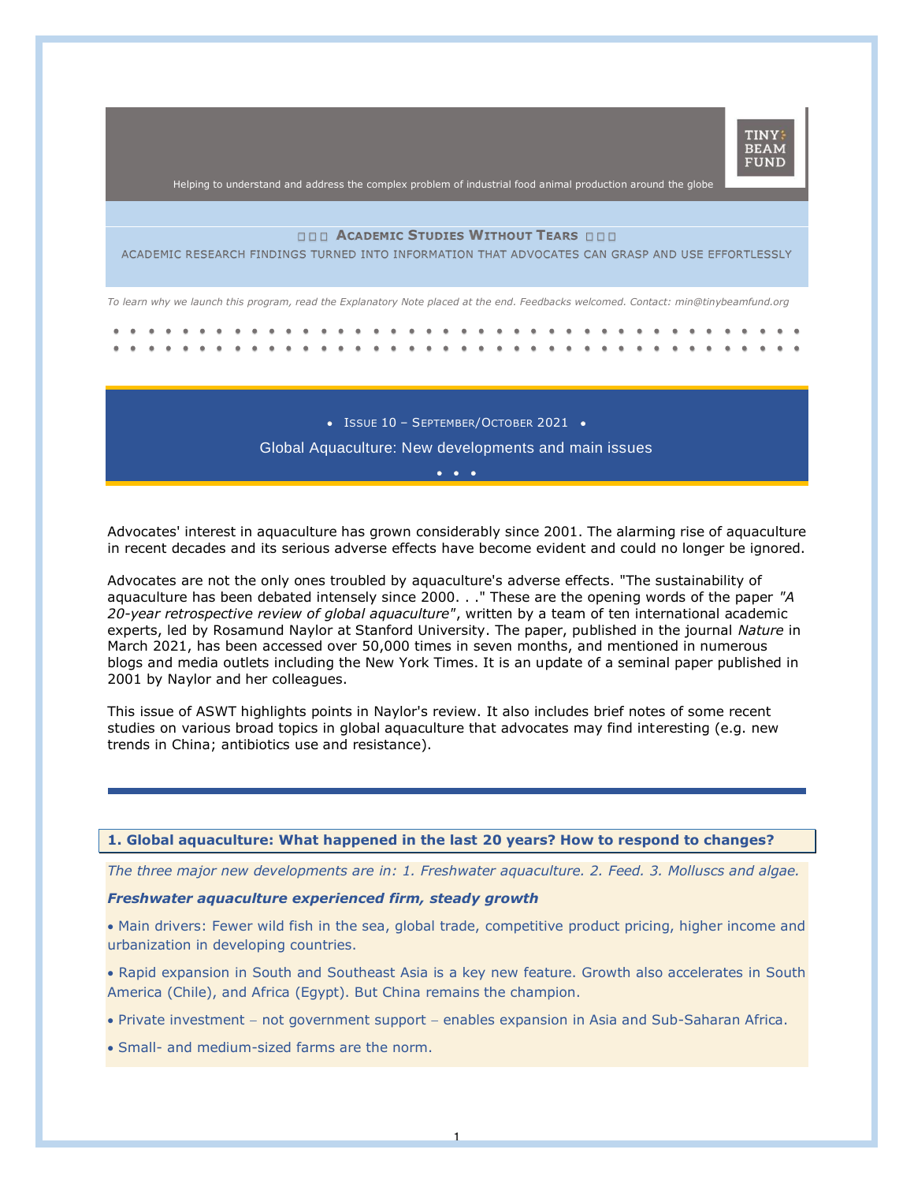TINY BEAM FUND

Helping to understand and address the complex problem of industrial food animal production around the globe

**ACADEMIC STUDIES WITHOUT TEARS**

ACADEMIC RESEARCH FINDINGS TURNED INTO INFORMATION THAT ADVOCATES CAN GRASP AND USE EFFORTLESSLY

*To learn why we launch this program, read the Explanatory Note placed at the end. Feedbacks welcomed. Contact: min@tinybeamfund.org*

• ISSUE 10 – SEPTEMBER/OCTOBER 2021 •

# Global Aquaculture: New developments and main issues

Advocates' interest in aquaculture has grown considerably since 2001. The alarming rise of aquaculture in recent decades and its serious adverse effects have become evident and could no longer be ignored.

Advocates are not the only ones troubled by aquaculture's adverse effects. "The sustainability of aquaculture has been debated intensely since 2000. . ." These are the opening words of the paper *"A 20-year retrospective review of global aquaculture"*, written by a team of ten international academic experts, led by Rosamund Naylor at Stanford University. The paper, published in the journal *Nature* in March 2021, has been accessed over 50,000 times in seven months, and mentioned in numerous blogs and media outlets including the New York Times. It is an update of a seminal paper published in 2001 by Naylor and her colleagues.

This issue of ASWT highlights points in Naylor's review. It also includes brief notes of some recent studies on various broad topics in global aquaculture that advocates may find interesting (e.g. new trends in China; antibiotics use and resistance).

## 1. Global aquaculture: What happened in the last 20 years? How to respond to changes?

*The three major new developments are in: 1. Freshwater aquaculture. 2. Feed. 3. Molluscs and algae.*

***Freshwater aquaculture experienced firm, steady growth***

- Main drivers: Fewer wild fish in the sea, global trade, competitive product pricing, higher income and urbanization in developing countries.
- Rapid expansion in South and Southeast Asia is a key new feature. Growth also accelerates in South America (Chile), and Africa (Egypt). But China remains the champion.
- Private investment – not government support – enables expansion in Asia and Sub-Saharan Africa.
- Small- and medium-sized farms are the norm.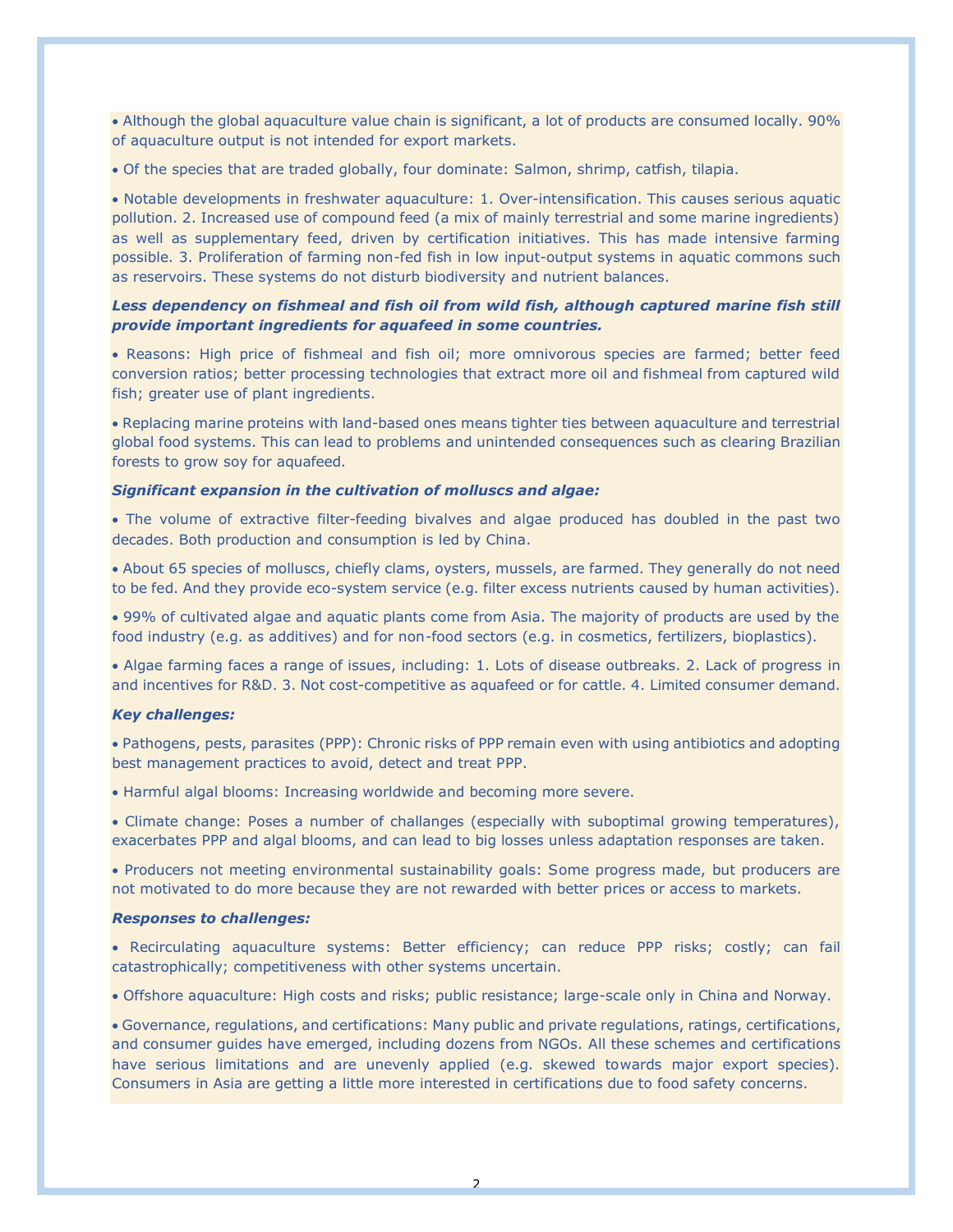- Although the global aquaculture value chain is significant, a lot of products are consumed locally. 90% of aquaculture output is not intended for export markets.
- Of the species that are traded globally, four dominate: Salmon, shrimp, catfish, tilapia.
- Notable developments in freshwater aquaculture: 1. Over-intensification. This causes serious aquatic pollution. 2. Increased use of compound feed (a mix of mainly terrestrial and some marine ingredients) as well as supplementary feed, driven by certification initiatives. This has made intensive farming possible. 3. Proliferation of farming non-fed fish in low input-output systems in aquatic commons such as reservoirs. These systems do not disturb biodiversity and nutrient balances.

***Less dependency on fishmeal and fish oil from wild fish, although captured marine fish still provide important ingredients for aquafeed in some countries.***

- Reasons: High price of fishmeal and fish oil; more omnivorous species are farmed; better feed conversion ratios; better processing technologies that extract more oil and fishmeal from captured wild fish; greater use of plant ingredients.
- Replacing marine proteins with land-based ones means tighter ties between aquaculture and terrestrial global food systems. This can lead to problems and unintended consequences such as clearing Brazilian forests to grow soy for aquafeed.

***Significant expansion in the cultivation of molluscs and algae:***

- The volume of extractive filter-feeding bivalves and algae produced has doubled in the past two decades. Both production and consumption is led by China.
- About 65 species of molluscs, chiefly clams, oysters, mussels, are farmed. They generally do not need to be fed. And they provide eco-system service (e.g. filter excess nutrients caused by human activities).
- 99% of cultivated algae and aquatic plants come from Asia. The majority of products are used by the food industry (e.g. as additives) and for non-food sectors (e.g. in cosmetics, fertilizers, bioplastics).
- Algae farming faces a range of issues, including: 1. Lots of disease outbreaks. 2. Lack of progress in and incentives for R&D. 3. Not cost-competitive as aquafeed or for cattle. 4. Limited consumer demand.

***Key challenges:***

- Pathogens, pests, parasites (PPP): Chronic risks of PPP remain even with using antibiotics and adopting best management practices to avoid, detect and treat PPP.
- Harmful algal blooms: Increasing worldwide and becoming more severe.
- Climate change: Poses a number of challanges (especially with suboptimal growing temperatures), exacerbates PPP and algal blooms, and can lead to big losses unless adaptation responses are taken.
- Producers not meeting environmental sustainability goals: Some progress made, but producers are not motivated to do more because they are not rewarded with better prices or access to markets.

***Responses to challenges:***

- Recirculating aquaculture systems: Better efficiency; can reduce PPP risks; costly; can fail catastrophically; competitiveness with other systems uncertain.
- Offshore aquaculture: High costs and risks; public resistance; large-scale only in China and Norway.
- Governance, regulations, and certifications: Many public and private regulations, ratings, certifications, and consumer guides have emerged, including dozens from NGOs. All these schemes and certifications have serious limitations and are unevenly applied (e.g. skewed towards major export species). Consumers in Asia are getting a little more interested in certifications due to food safety concerns.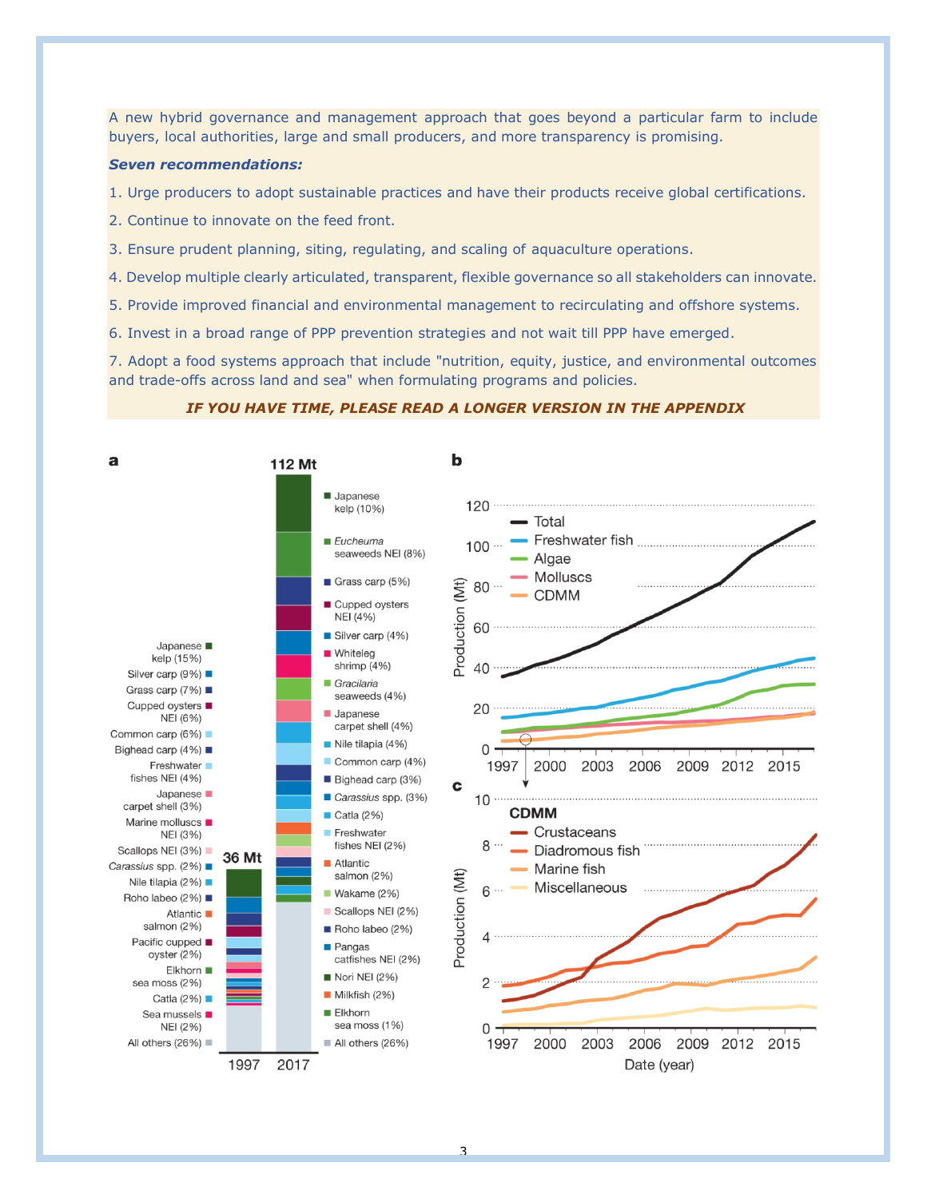A new hybrid governance and management approach that goes beyond a particular farm to include buyers, local authorities, large and small producers, and more transparency is promising.

***Seven recommendations:***

1. Urge producers to adopt sustainable practices and have their products receive global certifications.
2. Continue to innovate on the feed front.
3. Ensure prudent planning, siting, regulating, and scaling of aquaculture operations.
4. Develop multiple clearly articulated, transparent, flexible governance so all stakeholders can innovate.
5. Provide improved financial and environmental management to recirculating and offshore systems.
6. Invest in a broad range of PPP prevention strategies and not wait till PPP have emerged.
7. Adopt a food systems approach that include "nutrition, equity, justice, and environmental outcomes and trade-offs across land and sea" when formulating programs and policies.

***IF YOU HAVE TIME, PLEASE READ A LONGER VERSION IN THE APPENDIX***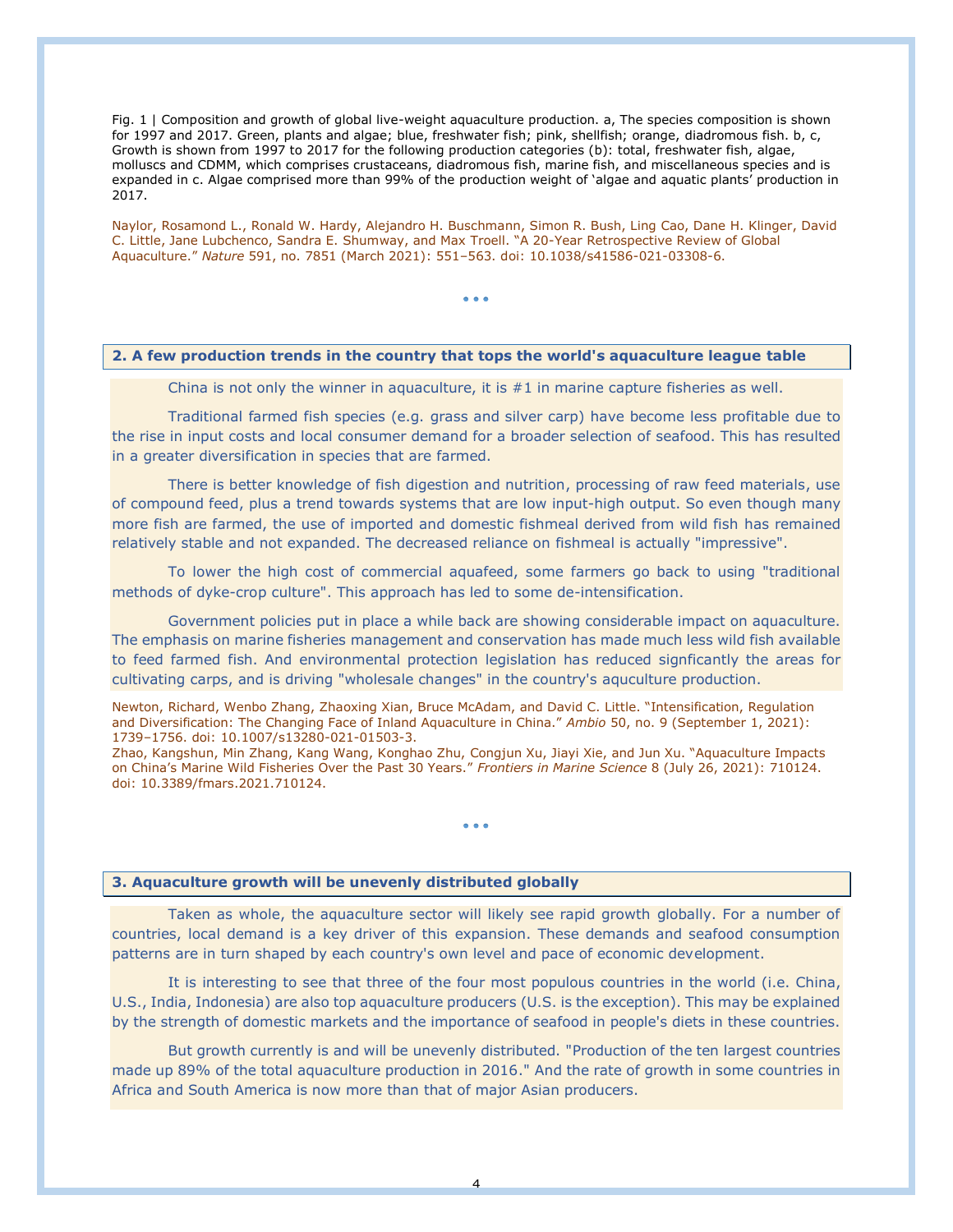Fig. 1 | Composition and growth of global live-weight aquaculture production. a, The species composition is shown for 1997 and 2017. Green, plants and algae; blue, freshwater fish; pink, shellfish; orange, diadromous fish. b, c, Growth is shown from 1997 to 2017 for the following production categories (b): total, freshwater fish, algae, molluscs and CDMM, which comprises crustaceans, diadromous fish, marine fish, and miscellaneous species and is expanded in c. Algae comprised more than 99% of the production weight of 'algae and aquatic plants' production in 2017.

Naylor, Rosamond L., Ronald W. Hardy, Alejandro H. Buschmann, Simon R. Bush, Ling Cao, Dane H. Klinger, David C. Little, Jane Lubchenco, Sandra E. Shumway, and Max Troell. "A 20-Year Retrospective Review of Global Aquaculture." *Nature* 591, no. 7851 (March 2021): 551–563. doi: 10.1038/s41586-021-03308-6.

• • •

## 2. A few production trends in the country that tops the world's aquaculture league table

China is not only the winner in aquaculture, it is #1 in marine capture fisheries as well.

Traditional farmed fish species (e.g. grass and silver carp) have become less profitable due to the rise in input costs and local consumer demand for a broader selection of seafood. This has resulted in a greater diversification in species that are farmed.

There is better knowledge of fish digestion and nutrition, processing of raw feed materials, use of compound feed, plus a trend towards systems that are low input-high output. So even though many more fish are farmed, the use of imported and domestic fishmeal derived from wild fish has remained relatively stable and not expanded. The decreased reliance on fishmeal is actually "impressive".

To lower the high cost of commercial aquafeed, some farmers go back to using "traditional methods of dyke-crop culture". This approach has led to some de-intensification.

Government policies put in place a while back are showing considerable impact on aquaculture. The emphasis on marine fisheries management and conservation has made much less wild fish available to feed farmed fish. And environmental protection legislation has reduced signficantly the areas for cultivating carps, and is driving "wholesale changes" in the country's aquculture production.

Newton, Richard, Wenbo Zhang, Zhaoxing Xian, Bruce McAdam, and David C. Little. "Intensification, Regulation and Diversification: The Changing Face of Inland Aquaculture in China." *Ambio* 50, no. 9 (September 1, 2021): 1739–1756. doi: 10.1007/s13280-021-01503-3.
Zhao, Kangshun, Min Zhang, Kang Wang, Konghao Zhu, Congjun Xu, Jiayi Xie, and Jun Xu. "Aquaculture Impacts on China's Marine Wild Fisheries Over the Past 30 Years." *Frontiers in Marine Science* 8 (July 26, 2021): 710124. doi: 10.3389/fmars.2021.710124.

• • •

## 3. Aquaculture growth will be unevenly distributed globally

Taken as whole, the aquaculture sector will likely see rapid growth globally. For a number of countries, local demand is a key driver of this expansion. These demands and seafood consumption patterns are in turn shaped by each country's own level and pace of economic development.

It is interesting to see that three of the four most populous countries in the world (i.e. China, U.S., India, Indonesia) are also top aquaculture producers (U.S. is the exception). This may be explained by the strength of domestic markets and the importance of seafood in people's diets in these countries.

But growth currently is and will be unevenly distributed. "Production of the ten largest countries made up 89% of the total aquaculture production in 2016." And the rate of growth in some countries in Africa and South America is now more than that of major Asian producers.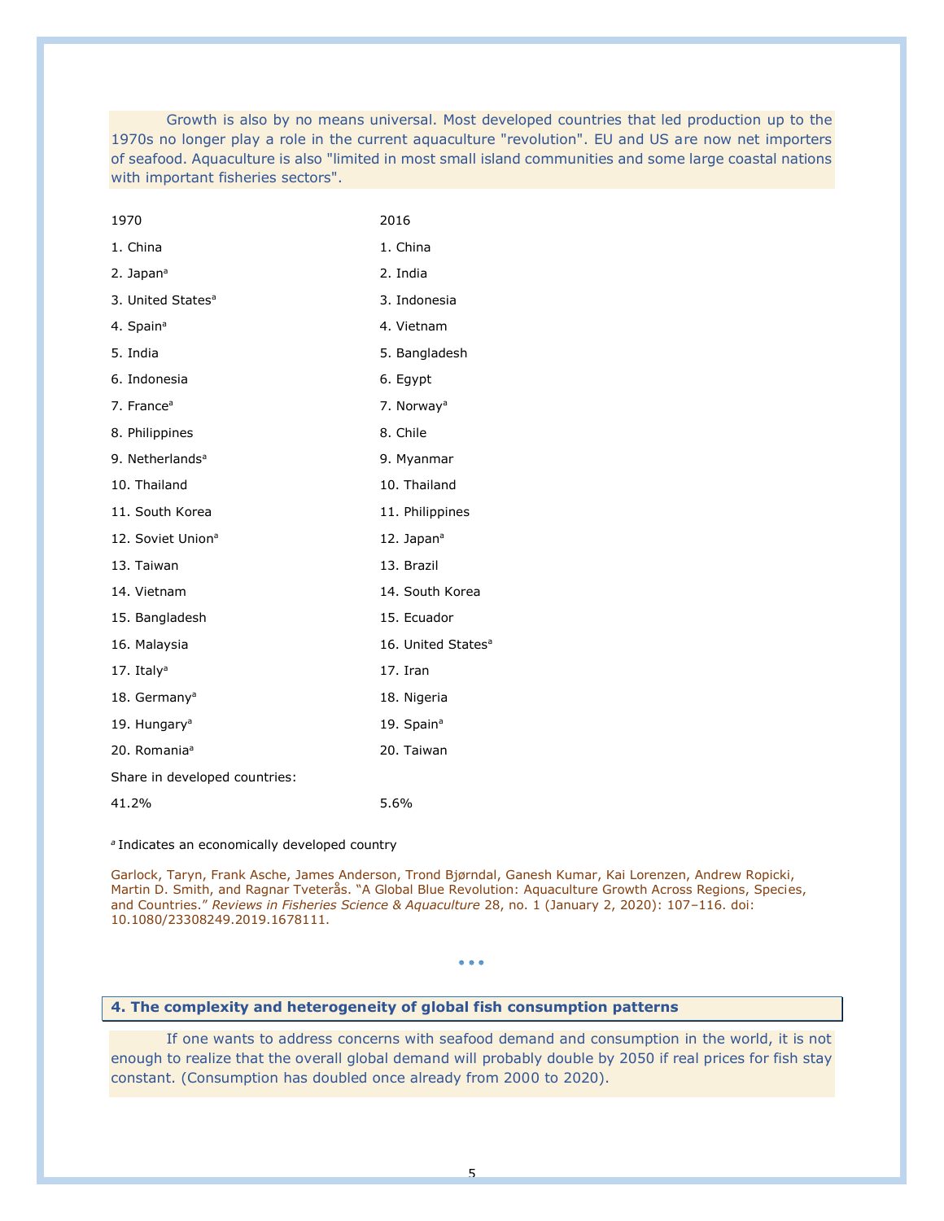Growth is also by no means universal. Most developed countries that led production up to the 1970s no longer play a role in the current aquaculture "revolution". EU and US are now net importers of seafood. Aquaculture is also "limited in most small island communities and some large coastal nations with important fisheries sectors".

| 1970 | 2016 |
|---|---|
| 1. China | 1. China |
| 2. Japan[a] | 2. India |
| 3. United States[a] | 3. Indonesia |
| 4. Spain[a] | 4. Vietnam |
| 5. India | 5. Bangladesh |
| 6. Indonesia | 6. Egypt |
| 7. France[a] | 7. Norway[a] |
| 8. Philippines | 8. Chile |
| 9. Netherlands[a] | 9. Myanmar |
| 10. Thailand | 10. Thailand |
| 11. South Korea | 11. Philippines |
| 12. Soviet Union[a] | 12. Japan[a] |
| 13. Taiwan | 13. Brazil |
| 14. Vietnam | 14. South Korea |
| 15. Bangladesh | 15. Ecuador |
| 16. Malaysia | 16. United States[a] |
| 17. Italy[a] | 17. Iran |
| 18. Germany[a] | 18. Nigeria |
| 19. Hungary[a] | 19. Spain[a] |
| 20. Romania[a] | 20. Taiwan |
| Share in developed countries: | |
| 41.2% | 5.6% |

[a] Indicates an economically developed country

Garlock, Taryn, Frank Asche, James Anderson, Trond Bjørndal, Ganesh Kumar, Kai Lorenzen, Andrew Ropicki, Martin D. Smith, and Ragnar Tveterås. "A Global Blue Revolution: Aquaculture Growth Across Regions, Species, and Countries." *Reviews in Fisheries Science & Aquaculture* 28, no. 1 (January 2, 2020): 107–116. doi: 10.1080/23308249.2019.1678111.

• • •

## 4. The complexity and heterogeneity of global fish consumption patterns

If one wants to address concerns with seafood demand and consumption in the world, it is not enough to realize that the overall global demand will probably double by 2050 if real prices for fish stay constant. (Consumption has doubled once already from 2000 to 2020).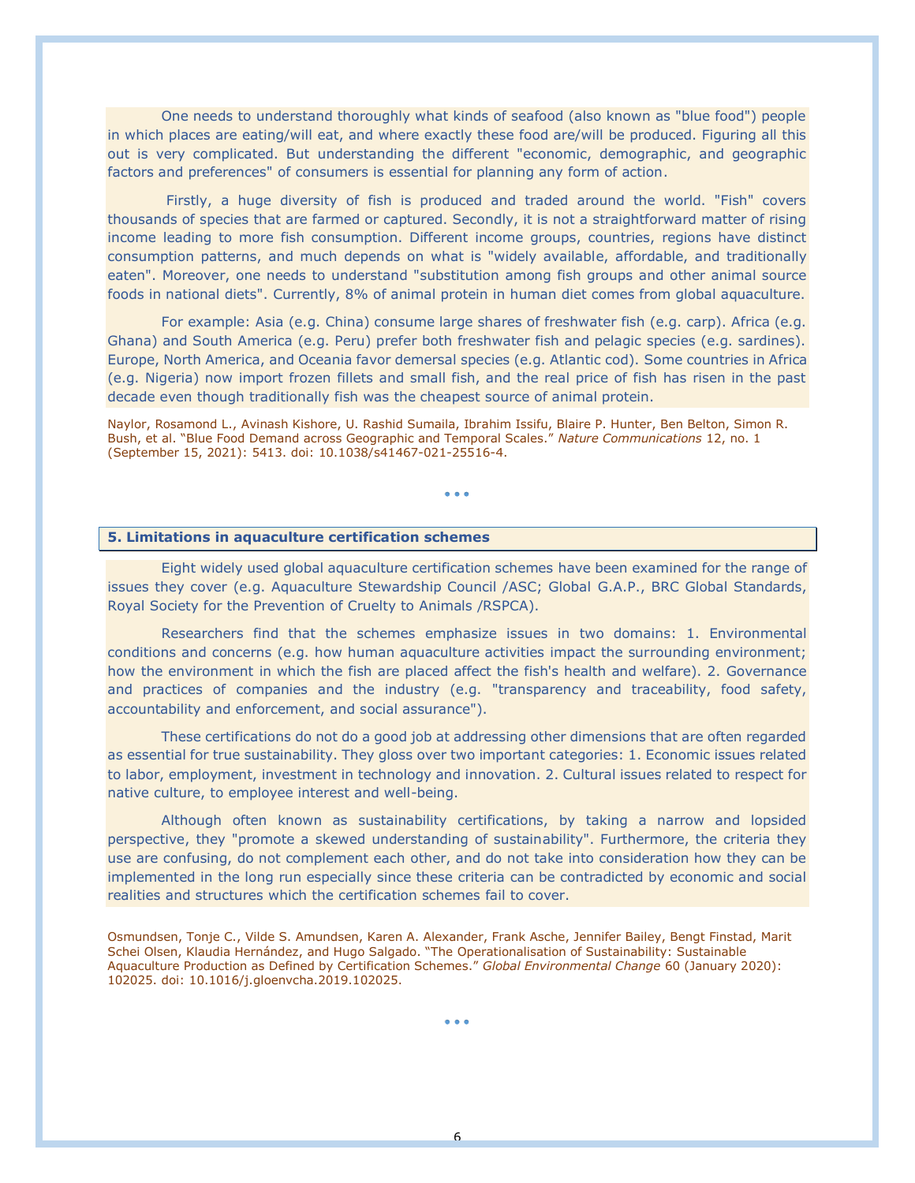One needs to understand thoroughly what kinds of seafood (also known as "blue food") people in which places are eating/will eat, and where exactly these food are/will be produced. Figuring all this out is very complicated. But understanding the different "economic, demographic, and geographic factors and preferences" of consumers is essential for planning any form of action.

Firstly, a huge diversity of fish is produced and traded around the world. "Fish" covers thousands of species that are farmed or captured. Secondly, it is not a straightforward matter of rising income leading to more fish consumption. Different income groups, countries, regions have distinct consumption patterns, and much depends on what is "widely available, affordable, and traditionally eaten". Moreover, one needs to understand "substitution among fish groups and other animal source foods in national diets". Currently, 8% of animal protein in human diet comes from global aquaculture.

For example: Asia (e.g. China) consume large shares of freshwater fish (e.g. carp). Africa (e.g. Ghana) and South America (e.g. Peru) prefer both freshwater fish and pelagic species (e.g. sardines). Europe, North America, and Oceania favor demersal species (e.g. Atlantic cod). Some countries in Africa (e.g. Nigeria) now import frozen fillets and small fish, and the real price of fish has risen in the past decade even though traditionally fish was the cheapest source of animal protein.

Naylor, Rosamond L., Avinash Kishore, U. Rashid Sumaila, Ibrahim Issifu, Blaire P. Hunter, Ben Belton, Simon R. Bush, et al. "Blue Food Demand across Geographic and Temporal Scales." *Nature Communications* 12, no. 1 (September 15, 2021): 5413. doi: 10.1038/s41467-021-25516-4.

• • •

## 5. Limitations in aquaculture certification schemes

Eight widely used global aquaculture certification schemes have been examined for the range of issues they cover (e.g. Aquaculture Stewardship Council /ASC; Global G.A.P., BRC Global Standards, Royal Society for the Prevention of Cruelty to Animals /RSPCA).

Researchers find that the schemes emphasize issues in two domains: 1. Environmental conditions and concerns (e.g. how human aquaculture activities impact the surrounding environment; how the environment in which the fish are placed affect the fish's health and welfare). 2. Governance and practices of companies and the industry (e.g. "transparency and traceability, food safety, accountability and enforcement, and social assurance").

These certifications do not do a good job at addressing other dimensions that are often regarded as essential for true sustainability. They gloss over two important categories: 1. Economic issues related to labor, employment, investment in technology and innovation. 2. Cultural issues related to respect for native culture, to employee interest and well-being.

Although often known as sustainability certifications, by taking a narrow and lopsided perspective, they "promote a skewed understanding of sustainability". Furthermore, the criteria they use are confusing, do not complement each other, and do not take into consideration how they can be implemented in the long run especially since these criteria can be contradicted by economic and social realities and structures which the certification schemes fail to cover.

Osmundsen, Tonje C., Vilde S. Amundsen, Karen A. Alexander, Frank Asche, Jennifer Bailey, Bengt Finstad, Marit Schei Olsen, Klaudia Hernández, and Hugo Salgado. "The Operationalisation of Sustainability: Sustainable Aquaculture Production as Defined by Certification Schemes." *Global Environmental Change* 60 (January 2020): 102025. doi: 10.1016/j.gloenvcha.2019.102025.

• • •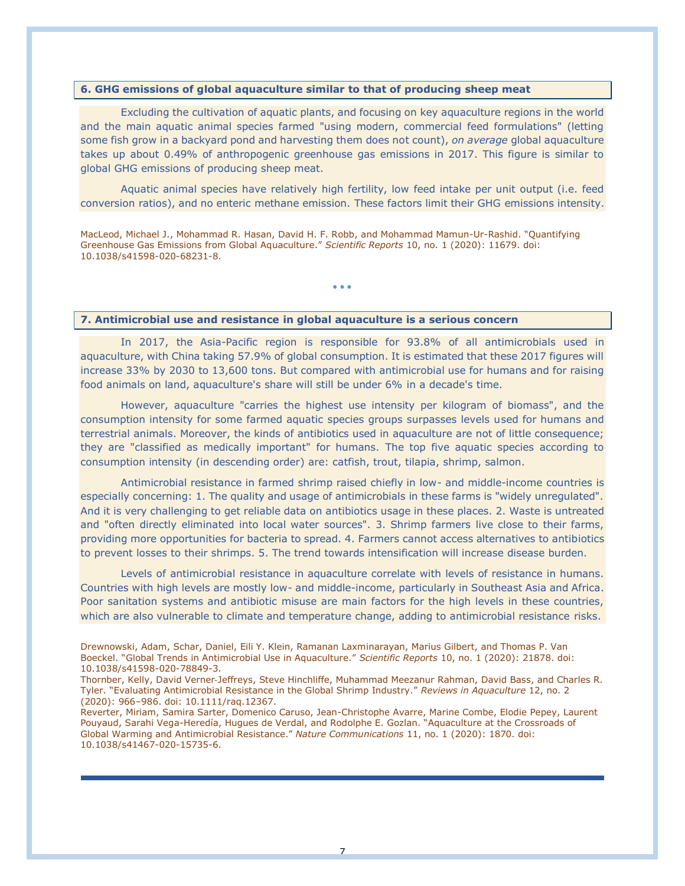## 6. GHG emissions of global aquaculture similar to that of producing sheep meat

Excluding the cultivation of aquatic plants, and focusing on key aquaculture regions in the world and the main aquatic animal species farmed "using modern, commercial feed formulations" (letting some fish grow in a backyard pond and harvesting them does not count), *on average* global aquaculture takes up about 0.49% of anthropogenic greenhouse gas emissions in 2017. This figure is similar to global GHG emissions of producing sheep meat.

Aquatic animal species have relatively high fertility, low feed intake per unit output (i.e. feed conversion ratios), and no enteric methane emission. These factors limit their GHG emissions intensity.

MacLeod, Michael J., Mohammad R. Hasan, David H. F. Robb, and Mohammad Mamun-Ur-Rashid. "Quantifying Greenhouse Gas Emissions from Global Aquaculture." *Scientific Reports* 10, no. 1 (2020): 11679. doi: 10.1038/s41598-020-68231-8.

• • •

## 7. Antimicrobial use and resistance in global aquaculture is a serious concern

In 2017, the Asia-Pacific region is responsible for 93.8% of all antimicrobials used in aquaculture, with China taking 57.9% of global consumption. It is estimated that these 2017 figures will increase 33% by 2030 to 13,600 tons. But compared with antimicrobial use for humans and for raising food animals on land, aquaculture's share will still be under 6% in a decade's time.

However, aquaculture "carries the highest use intensity per kilogram of biomass", and the consumption intensity for some farmed aquatic species groups surpasses levels used for humans and terrestrial animals. Moreover, the kinds of antibiotics used in aquaculture are not of little consequence; they are "classified as medically important" for humans. The top five aquatic species according to consumption intensity (in descending order) are: catfish, trout, tilapia, shrimp, salmon.

Antimicrobial resistance in farmed shrimp raised chiefly in low- and middle-income countries is especially concerning: 1. The quality and usage of antimicrobials in these farms is "widely unregulated". And it is very challenging to get reliable data on antibiotics usage in these places. 2. Waste is untreated and "often directly eliminated into local water sources". 3. Shrimp farmers live close to their farms, providing more opportunities for bacteria to spread. 4. Farmers cannot access alternatives to antibiotics to prevent losses to their shrimps. 5. The trend towards intensification will increase disease burden.

Levels of antimicrobial resistance in aquaculture correlate with levels of resistance in humans. Countries with high levels are mostly low- and middle-income, particularly in Southeast Asia and Africa. Poor sanitation systems and antibiotic misuse are main factors for the high levels in these countries, which are also vulnerable to climate and temperature change, adding to antimicrobial resistance risks.

Drewnowski, Adam, Schar, Daniel, Eili Y. Klein, Ramanan Laxminarayan, Marius Gilbert, and Thomas P. Van Boeckel. "Global Trends in Antimicrobial Use in Aquaculture." *Scientific Reports* 10, no. 1 (2020): 21878. doi: 10.1038/s41598-020-78849-3.

Thornber, Kelly, David Verner-Jeffreys, Steve Hinchliffe, Muhammad Meezanur Rahman, David Bass, and Charles R. Tyler. "Evaluating Antimicrobial Resistance in the Global Shrimp Industry." *Reviews in Aquaculture* 12, no. 2 (2020): 966–986. doi: 10.1111/raq.12367.

Reverter, Miriam, Samira Sarter, Domenico Caruso, Jean-Christophe Avarre, Marine Combe, Elodie Pepey, Laurent Pouyaud, Sarahi Vega-Heredía, Hugues de Verdal, and Rodolphe E. Gozlan. "Aquaculture at the Crossroads of Global Warming and Antimicrobial Resistance." *Nature Communications* 11, no. 1 (2020): 1870. doi: 10.1038/s41467-020-15735-6.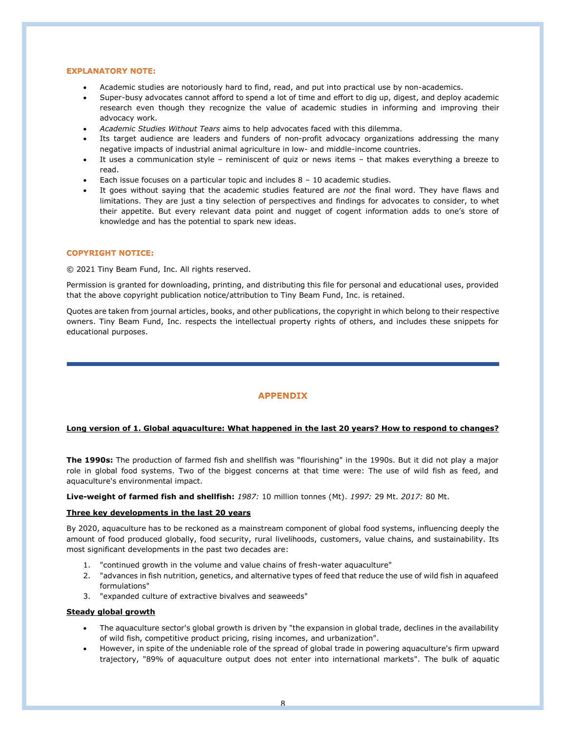**EXPLANATORY NOTE:**

- Academic studies are notoriously hard to find, read, and put into practical use by non-academics.
- Super-busy advocates cannot afford to spend a lot of time and effort to dig up, digest, and deploy academic research even though they recognize the value of academic studies in informing and improving their advocacy work.
- *Academic Studies Without Tears* aims to help advocates faced with this dilemma.
- Its target audience are leaders and funders of non-profit advocacy organizations addressing the many negative impacts of industrial animal agriculture in low- and middle-income countries.
- It uses a communication style – reminiscent of quiz or news items – that makes everything a breeze to read.
- Each issue focuses on a particular topic and includes 8 – 10 academic studies.
- It goes without saying that the academic studies featured are *not* the final word. They have flaws and limitations. They are just a tiny selection of perspectives and findings for advocates to consider, to whet their appetite. But every relevant data point and nugget of cogent information adds to one's store of knowledge and has the potential to spark new ideas.

**COPYRIGHT NOTICE:**

© 2021 Tiny Beam Fund, Inc. All rights reserved.

Permission is granted for downloading, printing, and distributing this file for personal and educational uses, provided that the above copyright publication notice/attribution to Tiny Beam Fund, Inc. is retained.

Quotes are taken from journal articles, books, and other publications, the copyright in which belong to their respective owners. Tiny Beam Fund, Inc. respects the intellectual property rights of others, and includes these snippets for educational purposes.

---

## APPENDIX

**Long version of 1. Global aquaculture: What happened in the last 20 years? How to respond to changes?**

**The 1990s:** The production of farmed fish and shellfish was "flourishing" in the 1990s. But it did not play a major role in global food systems. Two of the biggest concerns at that time were: The use of wild fish as feed, and aquaculture's environmental impact.

**Live-weight of farmed fish and shellfish:** *1987:* 10 million tonnes (Mt). *1997:* 29 Mt. *2017:* 80 Mt.

**Three key developments in the last 20 years**

By 2020, aquaculture has to be reckoned as a mainstream component of global food systems, influencing deeply the amount of food produced globally, food security, rural livelihoods, customers, value chains, and sustainability. Its most significant developments in the past two decades are:

1. "continued growth in the volume and value chains of fresh-water aquaculture"
2. "advances in fish nutrition, genetics, and alternative types of feed that reduce the use of wild fish in aquafeed formulations"
3. "expanded culture of extractive bivalves and seaweeds"

**Steady global growth**

- The aquaculture sector's global growth is driven by "the expansion in global trade, declines in the availability of wild fish, competitive product pricing, rising incomes, and urbanization".
- However, in spite of the undeniable role of the spread of global trade in powering aquaculture's firm upward trajectory, "89% of aquaculture output does not enter into international markets". The bulk of aquatic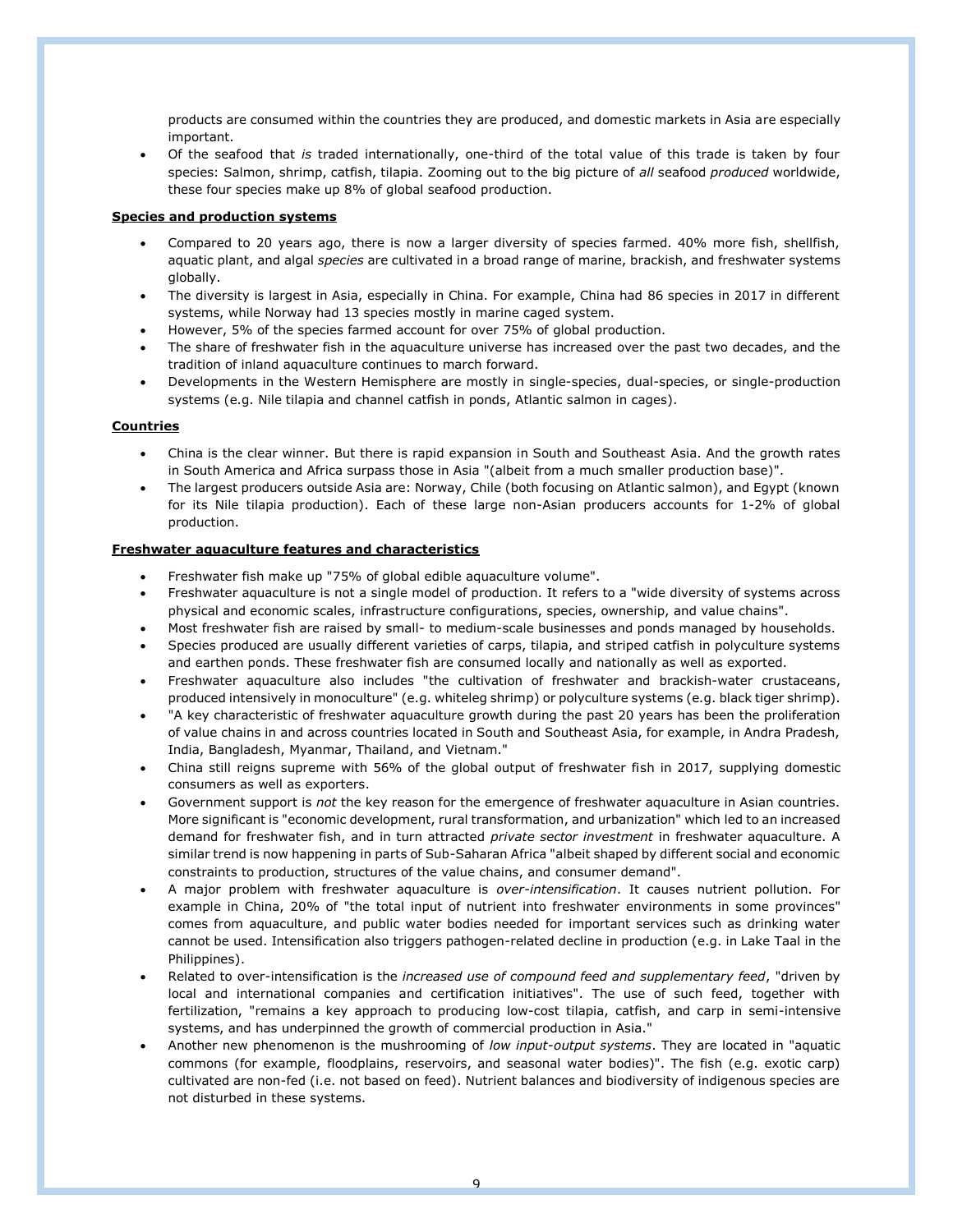products are consumed within the countries they are produced, and domestic markets in Asia are especially important.

- Of the seafood that *is* traded internationally, one-third of the total value of this trade is taken by four species: Salmon, shrimp, catfish, tilapia. Zooming out to the big picture of *all* seafood *produced* worldwide, these four species make up 8% of global seafood production.

**Species and production systems**

- Compared to 20 years ago, there is now a larger diversity of species farmed. 40% more fish, shellfish, aquatic plant, and algal *species* are cultivated in a broad range of marine, brackish, and freshwater systems globally.
- The diversity is largest in Asia, especially in China. For example, China had 86 species in 2017 in different systems, while Norway had 13 species mostly in marine caged system.
- However, 5% of the species farmed account for over 75% of global production.
- The share of freshwater fish in the aquaculture universe has increased over the past two decades, and the tradition of inland aquaculture continues to march forward.
- Developments in the Western Hemisphere are mostly in single-species, dual-species, or single-production systems (e.g. Nile tilapia and channel catfish in ponds, Atlantic salmon in cages).

**Countries**

- China is the clear winner. But there is rapid expansion in South and Southeast Asia. And the growth rates in South America and Africa surpass those in Asia "(albeit from a much smaller production base)".
- The largest producers outside Asia are: Norway, Chile (both focusing on Atlantic salmon), and Egypt (known for its Nile tilapia production). Each of these large non-Asian producers accounts for 1-2% of global production.

**Freshwater aquaculture features and characteristics**

- Freshwater fish make up "75% of global edible aquaculture volume".
- Freshwater aquaculture is not a single model of production. It refers to a "wide diversity of systems across physical and economic scales, infrastructure configurations, species, ownership, and value chains".
- Most freshwater fish are raised by small- to medium-scale businesses and ponds managed by households.
- Species produced are usually different varieties of carps, tilapia, and striped catfish in polyculture systems and earthen ponds. These freshwater fish are consumed locally and nationally as well as exported.
- Freshwater aquaculture also includes "the cultivation of freshwater and brackish-water crustaceans, produced intensively in monoculture" (e.g. whiteleg shrimp) or polyculture systems (e.g. black tiger shrimp).
- "A key characteristic of freshwater aquaculture growth during the past 20 years has been the proliferation of value chains in and across countries located in South and Southeast Asia, for example, in Andra Pradesh, India, Bangladesh, Myanmar, Thailand, and Vietnam."
- China still reigns supreme with 56% of the global output of freshwater fish in 2017, supplying domestic consumers as well as exporters.
- Government support is *not* the key reason for the emergence of freshwater aquaculture in Asian countries. More significant is "economic development, rural transformation, and urbanization" which led to an increased demand for freshwater fish, and in turn attracted *private sector investment* in freshwater aquaculture. A similar trend is now happening in parts of Sub-Saharan Africa "albeit shaped by different social and economic constraints to production, structures of the value chains, and consumer demand".
- A major problem with freshwater aquaculture is *over-intensification*. It causes nutrient pollution. For example in China, 20% of "the total input of nutrient into freshwater environments in some provinces" comes from aquaculture, and public water bodies needed for important services such as drinking water cannot be used. Intensification also triggers pathogen-related decline in production (e.g. in Lake Taal in the Philippines).
- Related to over-intensification is the *increased use of compound feed and supplementary feed*, "driven by local and international companies and certification initiatives". The use of such feed, together with fertilization, "remains a key approach to producing low-cost tilapia, catfish, and carp in semi-intensive systems, and has underpinned the growth of commercial production in Asia."
- Another new phenomenon is the mushrooming of *low input-output systems*. They are located in "aquatic commons (for example, floodplains, reservoirs, and seasonal water bodies)". The fish (e.g. exotic carp) cultivated are non-fed (i.e. not based on feed). Nutrient balances and biodiversity of indigenous species are not disturbed in these systems.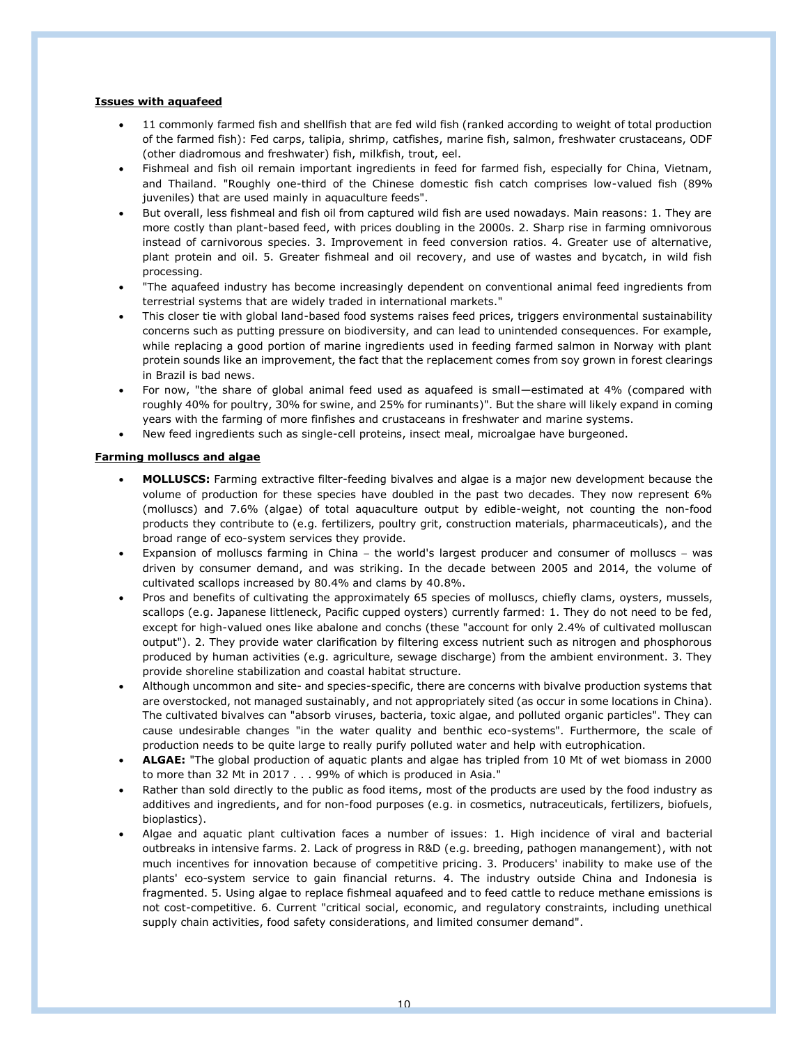**Issues with aquafeed**

- 11 commonly farmed fish and shellfish that are fed wild fish (ranked according to weight of total production of the farmed fish): Fed carps, talipia, shrimp, catfishes, marine fish, salmon, freshwater crustaceans, ODF (other diadromous and freshwater) fish, milkfish, trout, eel.
- Fishmeal and fish oil remain important ingredients in feed for farmed fish, especially for China, Vietnam, and Thailand. "Roughly one-third of the Chinese domestic fish catch comprises low-valued fish (89% juveniles) that are used mainly in aquaculture feeds".
- But overall, less fishmeal and fish oil from captured wild fish are used nowadays. Main reasons: 1. They are more costly than plant-based feed, with prices doubling in the 2000s. 2. Sharp rise in farming omnivorous instead of carnivorous species. 3. Improvement in feed conversion ratios. 4. Greater use of alternative, plant protein and oil. 5. Greater fishmeal and oil recovery, and use of wastes and bycatch, in wild fish processing.
- "The aquafeed industry has become increasingly dependent on conventional animal feed ingredients from terrestrial systems that are widely traded in international markets."
- This closer tie with global land-based food systems raises feed prices, triggers environmental sustainability concerns such as putting pressure on biodiversity, and can lead to unintended consequences. For example, while replacing a good portion of marine ingredients used in feeding farmed salmon in Norway with plant protein sounds like an improvement, the fact that the replacement comes from soy grown in forest clearings in Brazil is bad news.
- For now, "the share of global animal feed used as aquafeed is small—estimated at 4% (compared with roughly 40% for poultry, 30% for swine, and 25% for ruminants)". But the share will likely expand in coming years with the farming of more finfishes and crustaceans in freshwater and marine systems.
- New feed ingredients such as single-cell proteins, insect meal, microalgae have burgeoned.

**Farming molluscs and algae**

- **MOLLUSCS:** Farming extractive filter-feeding bivalves and algae is a major new development because the volume of production for these species have doubled in the past two decades. They now represent 6% (molluscs) and 7.6% (algae) of total aquaculture output by edible-weight, not counting the non-food products they contribute to (e.g. fertilizers, poultry grit, construction materials, pharmaceuticals), and the broad range of eco-system services they provide.
- Expansion of molluscs farming in China – the world's largest producer and consumer of molluscs – was driven by consumer demand, and was striking. In the decade between 2005 and 2014, the volume of cultivated scallops increased by 80.4% and clams by 40.8%.
- Pros and benefits of cultivating the approximately 65 species of molluscs, chiefly clams, oysters, mussels, scallops (e.g. Japanese littleneck, Pacific cupped oysters) currently farmed: 1. They do not need to be fed, except for high-valued ones like abalone and conchs (these "account for only 2.4% of cultivated molluscan output"). 2. They provide water clarification by filtering excess nutrient such as nitrogen and phosphorous produced by human activities (e.g. agriculture, sewage discharge) from the ambient environment. 3. They provide shoreline stabilization and coastal habitat structure.
- Although uncommon and site- and species-specific, there are concerns with bivalve production systems that are overstocked, not managed sustainably, and not appropriately sited (as occur in some locations in China). The cultivated bivalves can "absorb viruses, bacteria, toxic algae, and polluted organic particles". They can cause undesirable changes "in the water quality and benthic eco-systems". Furthermore, the scale of production needs to be quite large to really purify polluted water and help with eutrophication.
- **ALGAE:** "The global production of aquatic plants and algae has tripled from 10 Mt of wet biomass in 2000 to more than 32 Mt in 2017 . . . 99% of which is produced in Asia."
- Rather than sold directly to the public as food items, most of the products are used by the food industry as additives and ingredients, and for non-food purposes (e.g. in cosmetics, nutraceuticals, fertilizers, biofuels, bioplastics).
- Algae and aquatic plant cultivation faces a number of issues: 1. High incidence of viral and bacterial outbreaks in intensive farms. 2. Lack of progress in R&D (e.g. breeding, pathogen manangement), with not much incentives for innovation because of competitive pricing. 3. Producers' inability to make use of the plants' eco-system service to gain financial returns. 4. The industry outside China and Indonesia is fragmented. 5. Using algae to replace fishmeal aquafeed and to feed cattle to reduce methane emissions is not cost-competitive. 6. Current "critical social, economic, and regulatory constraints, including unethical supply chain activities, food safety considerations, and limited consumer demand".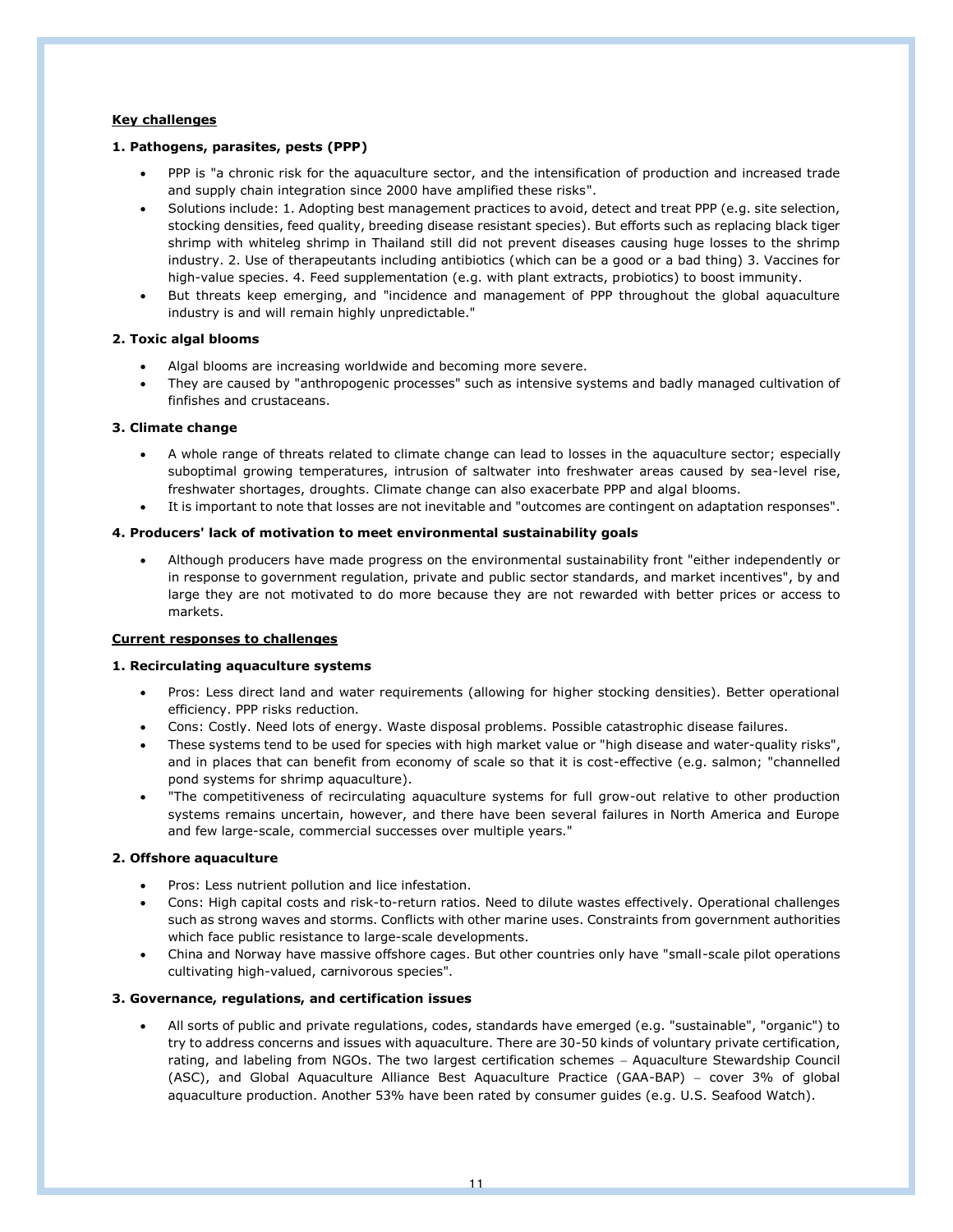**Key challenges**

**1. Pathogens, parasites, pests (PPP)**

- PPP is "a chronic risk for the aquaculture sector, and the intensification of production and increased trade and supply chain integration since 2000 have amplified these risks".
- Solutions include: 1. Adopting best management practices to avoid, detect and treat PPP (e.g. site selection, stocking densities, feed quality, breeding disease resistant species). But efforts such as replacing black tiger shrimp with whiteleg shrimp in Thailand still did not prevent diseases causing huge losses to the shrimp industry. 2. Use of therapeutants including antibiotics (which can be a good or a bad thing) 3. Vaccines for high-value species. 4. Feed supplementation (e.g. with plant extracts, probiotics) to boost immunity.
- But threats keep emerging, and "incidence and management of PPP throughout the global aquaculture industry is and will remain highly unpredictable."

**2. Toxic algal blooms**

- Algal blooms are increasing worldwide and becoming more severe.
- They are caused by "anthropogenic processes" such as intensive systems and badly managed cultivation of finfishes and crustaceans.

**3. Climate change**

- A whole range of threats related to climate change can lead to losses in the aquaculture sector; especially suboptimal growing temperatures, intrusion of saltwater into freshwater areas caused by sea-level rise, freshwater shortages, droughts. Climate change can also exacerbate PPP and algal blooms.
- It is important to note that losses are not inevitable and "outcomes are contingent on adaptation responses".

**4. Producers' lack of motivation to meet environmental sustainability goals**

- Although producers have made progress on the environmental sustainability front "either independently or in response to government regulation, private and public sector standards, and market incentives", by and large they are not motivated to do more because they are not rewarded with better prices or access to markets.

**Current responses to challenges**

**1. Recirculating aquaculture systems**

- Pros: Less direct land and water requirements (allowing for higher stocking densities). Better operational efficiency. PPP risks reduction.
- Cons: Costly. Need lots of energy. Waste disposal problems. Possible catastrophic disease failures.
- These systems tend to be used for species with high market value or "high disease and water-quality risks", and in places that can benefit from economy of scale so that it is cost-effective (e.g. salmon; "channelled pond systems for shrimp aquaculture).
- "The competitiveness of recirculating aquaculture systems for full grow-out relative to other production systems remains uncertain, however, and there have been several failures in North America and Europe and few large-scale, commercial successes over multiple years."

**2. Offshore aquaculture**

- Pros: Less nutrient pollution and lice infestation.
- Cons: High capital costs and risk-to-return ratios. Need to dilute wastes effectively. Operational challenges such as strong waves and storms. Conflicts with other marine uses. Constraints from government authorities which face public resistance to large-scale developments.
- China and Norway have massive offshore cages. But other countries only have "small-scale pilot operations cultivating high-valued, carnivorous species".

**3. Governance, regulations, and certification issues**

- All sorts of public and private regulations, codes, standards have emerged (e.g. "sustainable", "organic") to try to address concerns and issues with aquaculture. There are 30-50 kinds of voluntary private certification, rating, and labeling from NGOs. The two largest certification schemes – Aquaculture Stewardship Council (ASC), and Global Aquaculture Alliance Best Aquaculture Practice (GAA-BAP) – cover 3% of global aquaculture production. Another 53% have been rated by consumer guides (e.g. U.S. Seafood Watch).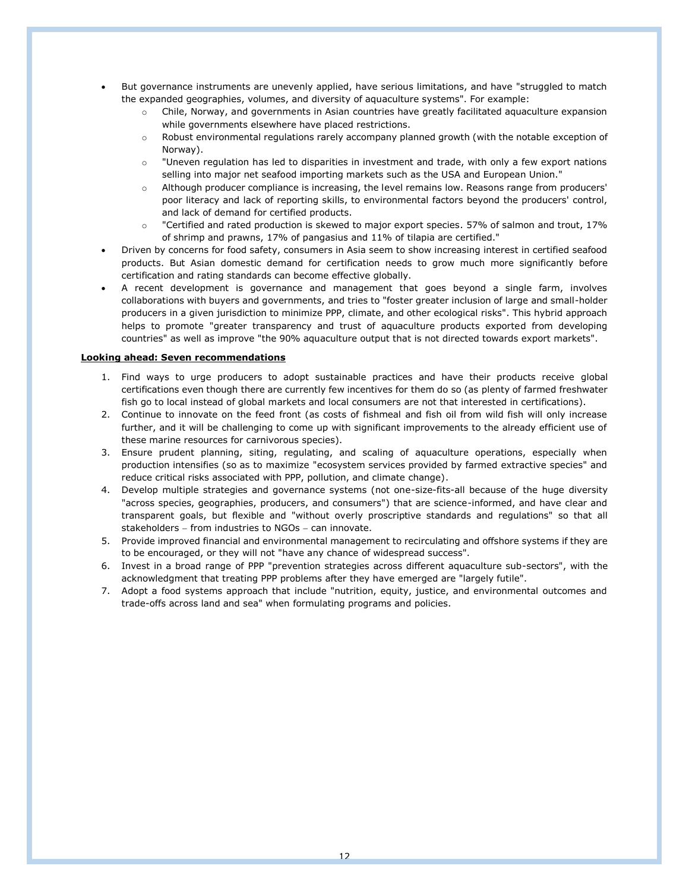- But governance instruments are unevenly applied, have serious limitations, and have "struggled to match the expanded geographies, volumes, and diversity of aquaculture systems". For example:
  - Chile, Norway, and governments in Asian countries have greatly facilitated aquaculture expansion while governments elsewhere have placed restrictions.
  - Robust environmental regulations rarely accompany planned growth (with the notable exception of Norway).
  - "Uneven regulation has led to disparities in investment and trade, with only a few export nations selling into major net seafood importing markets such as the USA and European Union."
  - Although producer compliance is increasing, the level remains low. Reasons range from producers' poor literacy and lack of reporting skills, to environmental factors beyond the producers' control, and lack of demand for certified products.
  - "Certified and rated production is skewed to major export species. 57% of salmon and trout, 17% of shrimp and prawns, 17% of pangasius and 11% of tilapia are certified."
- Driven by concerns for food safety, consumers in Asia seem to show increasing interest in certified seafood products. But Asian domestic demand for certification needs to grow much more significantly before certification and rating standards can become effective globally.
- A recent development is governance and management that goes beyond a single farm, involves collaborations with buyers and governments, and tries to "foster greater inclusion of large and small-holder producers in a given jurisdiction to minimize PPP, climate, and other ecological risks". This hybrid approach helps to promote "greater transparency and trust of aquaculture products exported from developing countries" as well as improve "the 90% aquaculture output that is not directed towards export markets".

**Looking ahead: Seven recommendations**

1. Find ways to urge producers to adopt sustainable practices and have their products receive global certifications even though there are currently few incentives for them do so (as plenty of farmed freshwater fish go to local instead of global markets and local consumers are not that interested in certifications).
2. Continue to innovate on the feed front (as costs of fishmeal and fish oil from wild fish will only increase further, and it will be challenging to come up with significant improvements to the already efficient use of these marine resources for carnivorous species).
3. Ensure prudent planning, siting, regulating, and scaling of aquaculture operations, especially when production intensifies (so as to maximize "ecosystem services provided by farmed extractive species" and reduce critical risks associated with PPP, pollution, and climate change).
4. Develop multiple strategies and governance systems (not one-size-fits-all because of the huge diversity "across species, geographies, producers, and consumers") that are science-informed, and have clear and transparent goals, but flexible and "without overly proscriptive standards and regulations" so that all stakeholders – from industries to NGOs – can innovate.
5. Provide improved financial and environmental management to recirculating and offshore systems if they are to be encouraged, or they will not "have any chance of widespread success".
6. Invest in a broad range of PPP "prevention strategies across different aquaculture sub-sectors", with the acknowledgment that treating PPP problems after they have emerged are "largely futile".
7. Adopt a food systems approach that include "nutrition, equity, justice, and environmental outcomes and trade-offs across land and sea" when formulating programs and policies.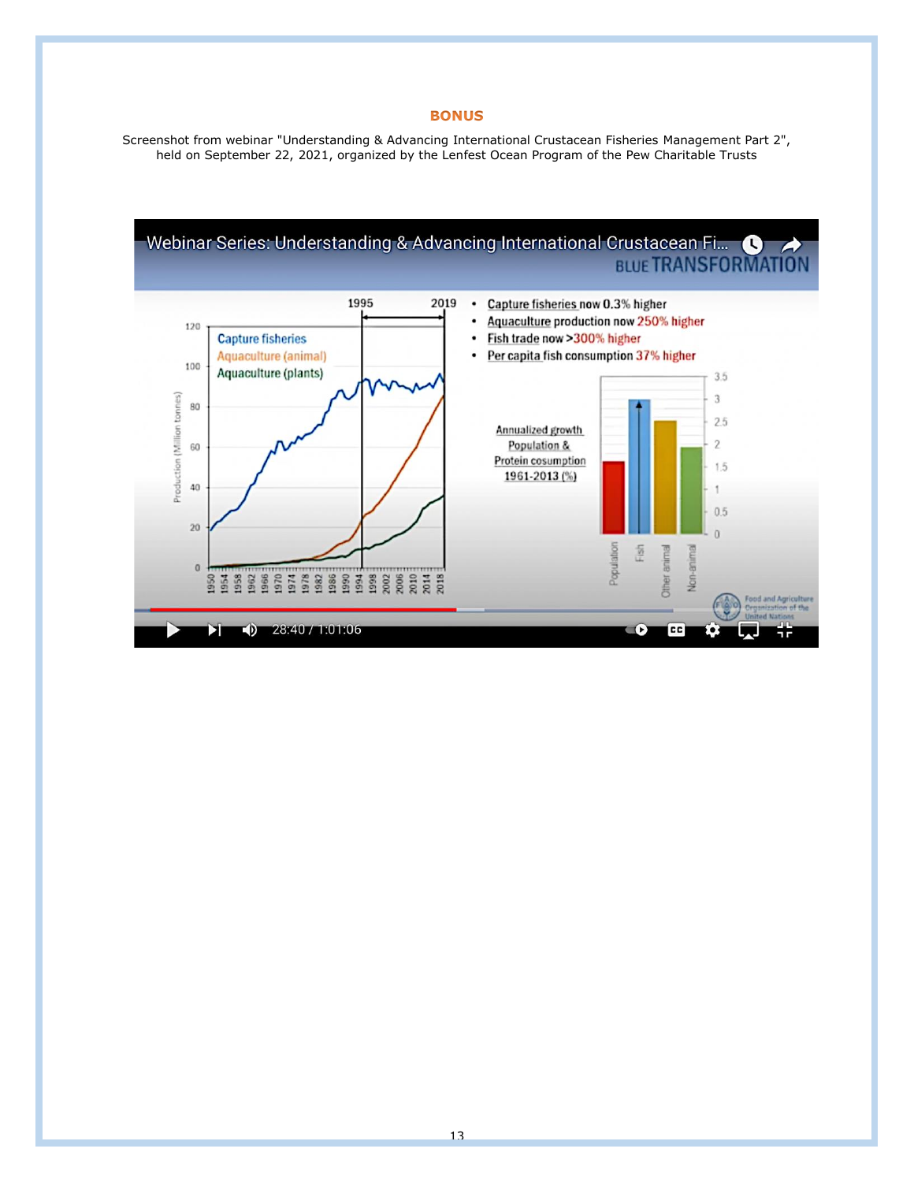## BONUS

Screenshot from webinar "Understanding & Advancing International Crustacean Fisheries Management Part 2", held on September 22, 2021, organized by the Lenfest Ocean Program of the Pew Charitable Trusts

Webinar Series: Understanding & Advancing International Crustacean Fi...

BLUE TRANSFORMATION

1995

2019

Capture fisheries

Aquaculture (animal)

Aquaculture (plants)

Production (Million tonnes)

120

100

80

60

40

20

0

1950 1954 1958 1962 1966 1970 1974 1978 1982 1986 1990 1994 1998 2002 2006 2010 2014 2018

- Capture fisheries now 0.3% higher
- Aquaculture production now 250% higher
- Fish trade now >300% higher
- Per capita fish consumption 37% higher

Annualized growth Population & Protein cosumption 1961-2013 (%)

3.5

3

2.5

2

1.5

1

0.5

0

Population

Fish

Other animal

Non-animal

Food and Agriculture Organization of the United Nations

28:40 / 1:01:06